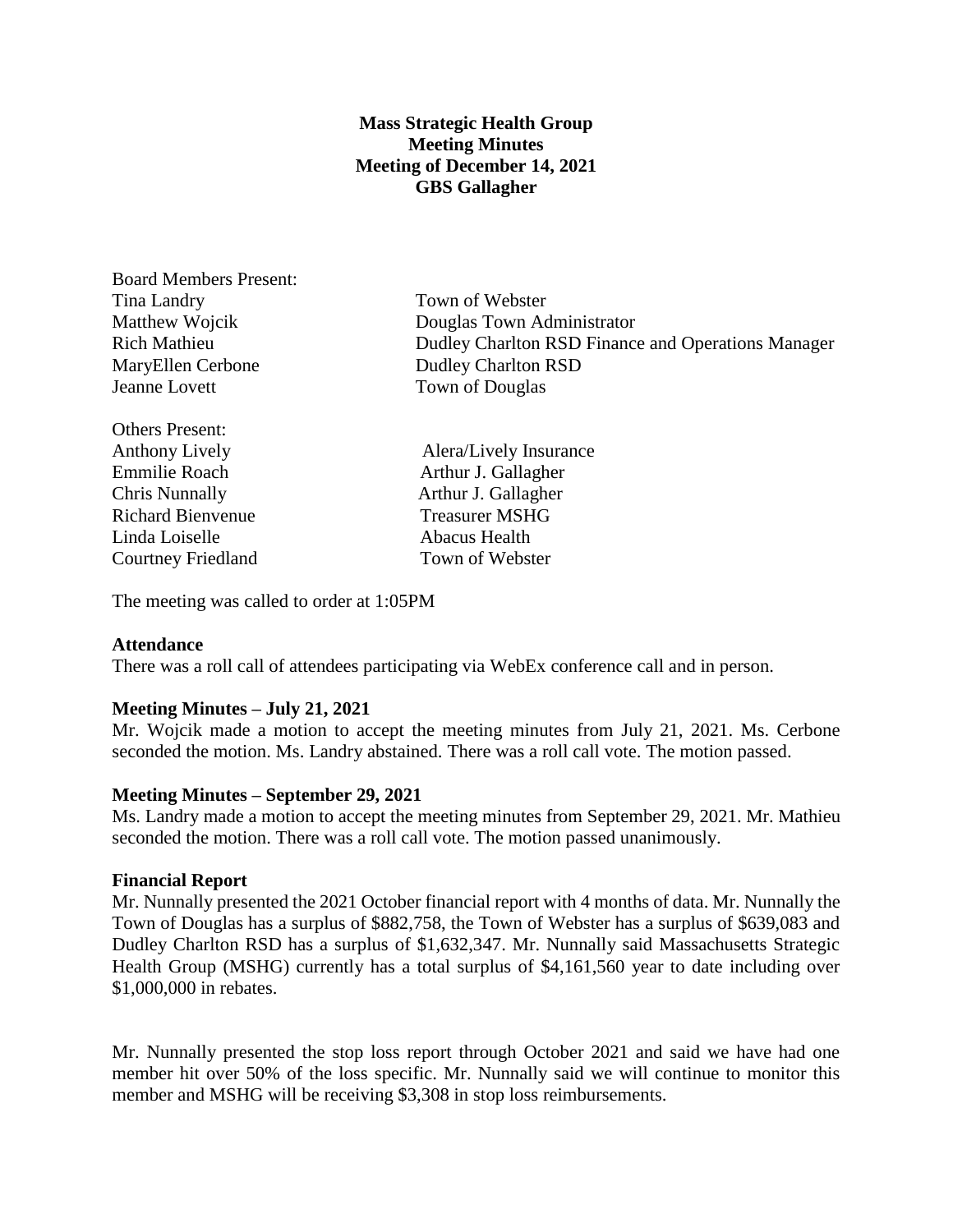**Mass Strategic Health Group**
**Meeting Minutes**
**Meeting of December 14, 2021**
**GBS Gallagher**

Board Members Present:

| | |
|---|---|
| Tina Landry | Town of Webster |
| Matthew Wojcik | Douglas Town Administrator |
| Rich Mathieu | Dudley Charlton RSD Finance and Operations Manager |
| MaryEllen Cerbone | Dudley Charlton RSD |
| Jeanne Lovett | Town of Douglas |

Others Present:

| | |
|---|---|
| Anthony Lively | Alera/Lively Insurance |
| Emmilie Roach | Arthur J. Gallagher |
| Chris Nunnally | Arthur J. Gallagher |
| Richard Bienvenue | Treasurer MSHG |
| Linda Loiselle | Abacus Health |
| Courtney Friedland | Town of Webster |

The meeting was called to order at 1:05PM

**Attendance**

There was a roll call of attendees participating via WebEx conference call and in person.

**Meeting Minutes – July 21, 2021**

Mr. Wojcik made a motion to accept the meeting minutes from July 21, 2021. Ms. Cerbone seconded the motion. Ms. Landry abstained. There was a roll call vote. The motion passed.

**Meeting Minutes – September 29, 2021**

Ms. Landry made a motion to accept the meeting minutes from September 29, 2021. Mr. Mathieu seconded the motion. There was a roll call vote. The motion passed unanimously.

**Financial Report**

Mr. Nunnally presented the 2021 October financial report with 4 months of data. Mr. Nunnally the Town of Douglas has a surplus of $882,758, the Town of Webster has a surplus of $639,083 and Dudley Charlton RSD has a surplus of $1,632,347. Mr. Nunnally said Massachusetts Strategic Health Group (MSHG) currently has a total surplus of $4,161,560 year to date including over $1,000,000 in rebates.

Mr. Nunnally presented the stop loss report through October 2021 and said we have had one member hit over 50% of the loss specific. Mr. Nunnally said we will continue to monitor this member and MSHG will be receiving $3,308 in stop loss reimbursements.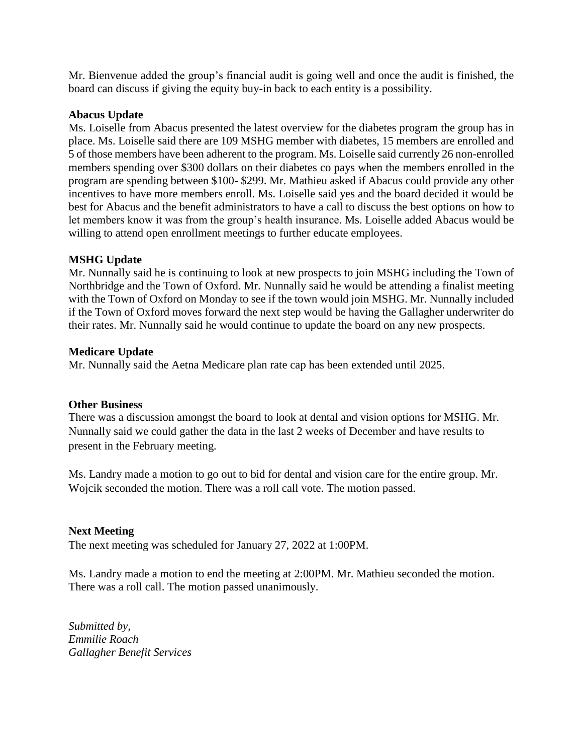Mr. Bienvenue added the group's financial audit is going well and once the audit is finished, the board can discuss if giving the equity buy-in back to each entity is a possibility.

**Abacus Update**

Ms. Loiselle from Abacus presented the latest overview for the diabetes program the group has in place. Ms. Loiselle said there are 109 MSHG member with diabetes, 15 members are enrolled and 5 of those members have been adherent to the program. Ms. Loiselle said currently 26 non-enrolled members spending over $300 dollars on their diabetes co pays when the members enrolled in the program are spending between $100- $299. Mr. Mathieu asked if Abacus could provide any other incentives to have more members enroll. Ms. Loiselle said yes and the board decided it would be best for Abacus and the benefit administrators to have a call to discuss the best options on how to let members know it was from the group's health insurance. Ms. Loiselle added Abacus would be willing to attend open enrollment meetings to further educate employees.

**MSHG Update**

Mr. Nunnally said he is continuing to look at new prospects to join MSHG including the Town of Northbridge and the Town of Oxford. Mr. Nunnally said he would be attending a finalist meeting with the Town of Oxford on Monday to see if the town would join MSHG. Mr. Nunnally included if the Town of Oxford moves forward the next step would be having the Gallagher underwriter do their rates. Mr. Nunnally said he would continue to update the board on any new prospects.

**Medicare Update**

Mr. Nunnally said the Aetna Medicare plan rate cap has been extended until 2025.

**Other Business**

There was a discussion amongst the board to look at dental and vision options for MSHG. Mr. Nunnally said we could gather the data in the last 2 weeks of December and have results to present in the February meeting.

Ms. Landry made a motion to go out to bid for dental and vision care for the entire group. Mr. Wojcik seconded the motion. There was a roll call vote. The motion passed.

**Next Meeting**

The next meeting was scheduled for January 27, 2022 at 1:00PM.

Ms. Landry made a motion to end the meeting at 2:00PM. Mr. Mathieu seconded the motion. There was a roll call. The motion passed unanimously.

*Submitted by,*
*Emmilie Roach*
*Gallagher Benefit Services*